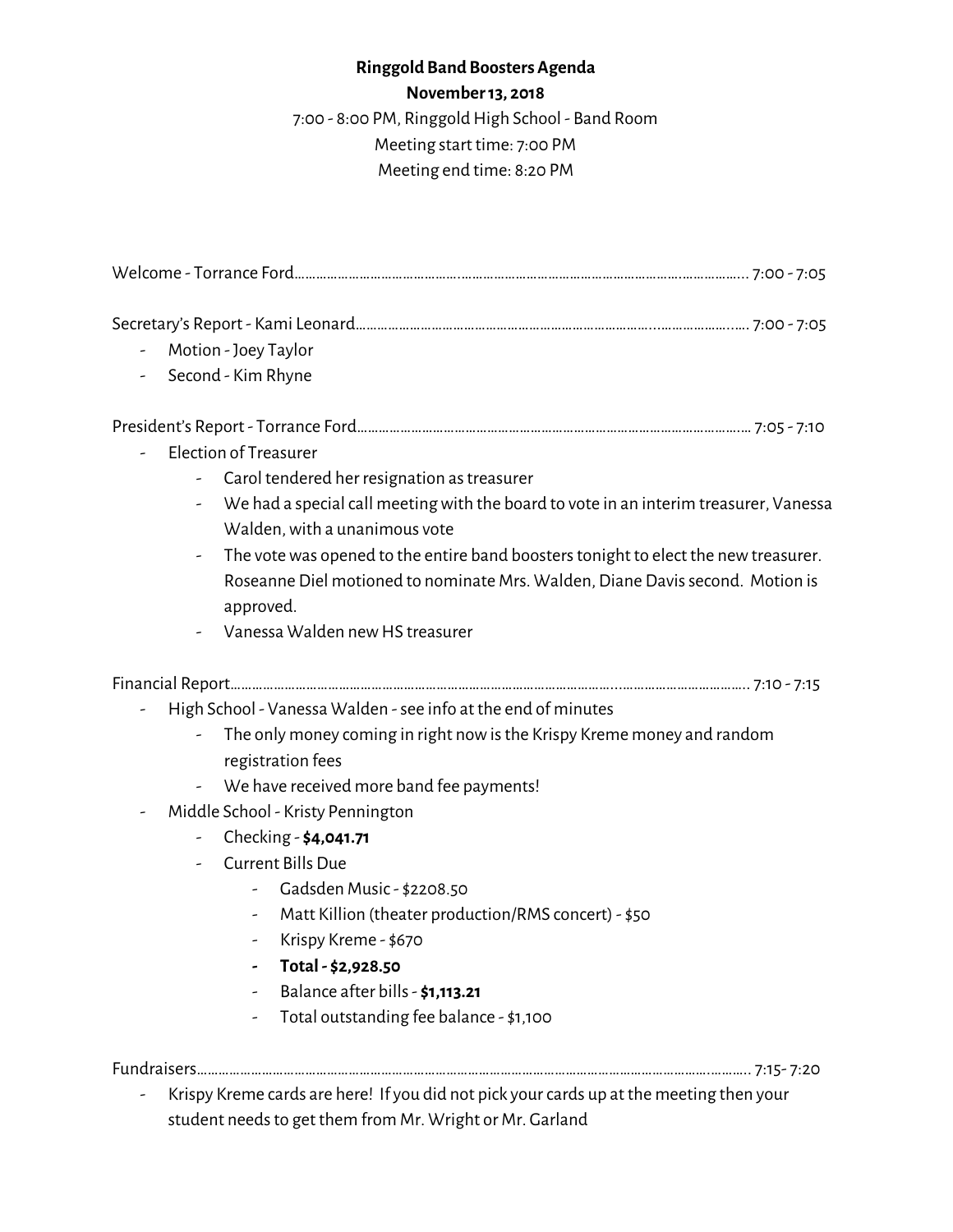**Ringgold Band Boosters Agenda**

**November 13, 2018**

7:00 - 8:00 PM, Ringgold High School - Band Room

Meeting start time: 7:00 PM

Meeting end time: 8:20 PM

Welcome - Torrance Ford……………………………………………………………………………………………………… 7:00 - 7:05

Secretary's Report - Kami Leonard…………………………………………………………………………………… 7:00 - 7:05

- Motion - Joey Taylor
- Second - Kim Rhyne

President's Report - Torrance Ford…………………………………………………………………………………… 7:05 - 7:10

- Election of Treasurer
  - Carol tendered her resignation as treasurer
  - We had a special call meeting with the board to vote in an interim treasurer, Vanessa Walden, with a unanimous vote
  - The vote was opened to the entire band boosters tonight to elect the new treasurer. Roseanne Diel motioned to nominate Mrs. Walden, Diane Davis second. Motion is approved.
  - Vanessa Walden new HS treasurer

Financial Report……………………………………………………………………………………………………………… 7:10 - 7:15

- High School - Vanessa Walden - see info at the end of minutes
  - The only money coming in right now is the Krispy Kreme money and random registration fees
  - We have received more band fee payments!
- Middle School - Kristy Pennington
  - Checking - **$4,041.71**
  - Current Bills Due
    - Gadsden Music - $2208.50
    - Matt Killion (theater production/RMS concert) - $50
    - Krispy Kreme - $670
    - **Total - $2,928.50**
    - Balance after bills - **$1,113.21**
    - Total outstanding fee balance - $1,100

Fundraisers…………………………………………………………………………………………………………………… 7:15- 7:20

- Krispy Kreme cards are here! If you did not pick your cards up at the meeting then your student needs to get them from Mr. Wright or Mr. Garland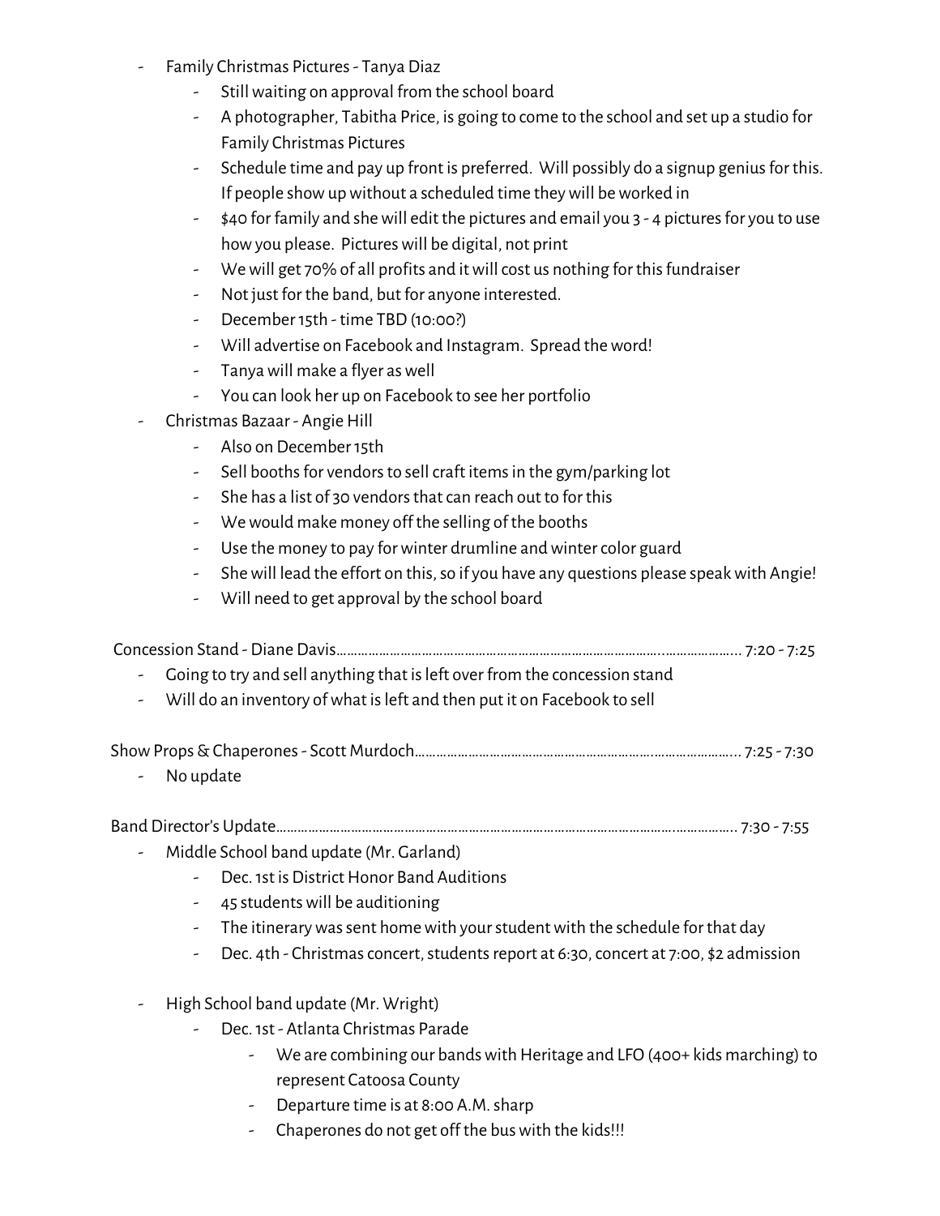- Family Christmas Pictures - Tanya Diaz
    - Still waiting on approval from the school board
    - A photographer, Tabitha Price, is going to come to the school and set up a studio for Family Christmas Pictures
    - Schedule time and pay up front is preferred. Will possibly do a signup genius for this. If people show up without a scheduled time they will be worked in
    - $40 for family and she will edit the pictures and email you 3 - 4 pictures for you to use how you please. Pictures will be digital, not print
    - We will get 70% of all profits and it will cost us nothing for this fundraiser
    - Not just for the band, but for anyone interested.
    - December 15th - time TBD (10:00?)
    - Will advertise on Facebook and Instagram. Spread the word!
    - Tanya will make a flyer as well
    - You can look her up on Facebook to see her portfolio
- Christmas Bazaar - Angie Hill
    - Also on December 15th
    - Sell booths for vendors to sell craft items in the gym/parking lot
    - She has a list of 30 vendors that can reach out to for this
    - We would make money off the selling of the booths
    - Use the money to pay for winter drumline and winter color guard
    - She will lead the effort on this, so if you have any questions please speak with Angie!
    - Will need to get approval by the school board

Concession Stand - Diane Davis…………………………………………………………………………………………………… 7:20 - 7:25

- Going to try and sell anything that is left over from the concession stand
- Will do an inventory of what is left and then put it on Facebook to sell

Show Props & Chaperones - Scott Murdoch……………………………………………………………………………… 7:25 - 7:30

- No update

Band Director's Update………………………………………………………………………………………………………………… 7:30 - 7:55

- Middle School band update (Mr. Garland)
    - Dec. 1st is District Honor Band Auditions
    - 45 students will be auditioning
    - The itinerary was sent home with your student with the schedule for that day
    - Dec. 4th - Christmas concert, students report at 6:30, concert at 7:00, $2 admission

- High School band update (Mr. Wright)
    - Dec. 1st - Atlanta Christmas Parade
        - We are combining our bands with Heritage and LFO (400+ kids marching) to represent Catoosa County
        - Departure time is at 8:00 A.M. sharp
        - Chaperones do not get off the bus with the kids!!!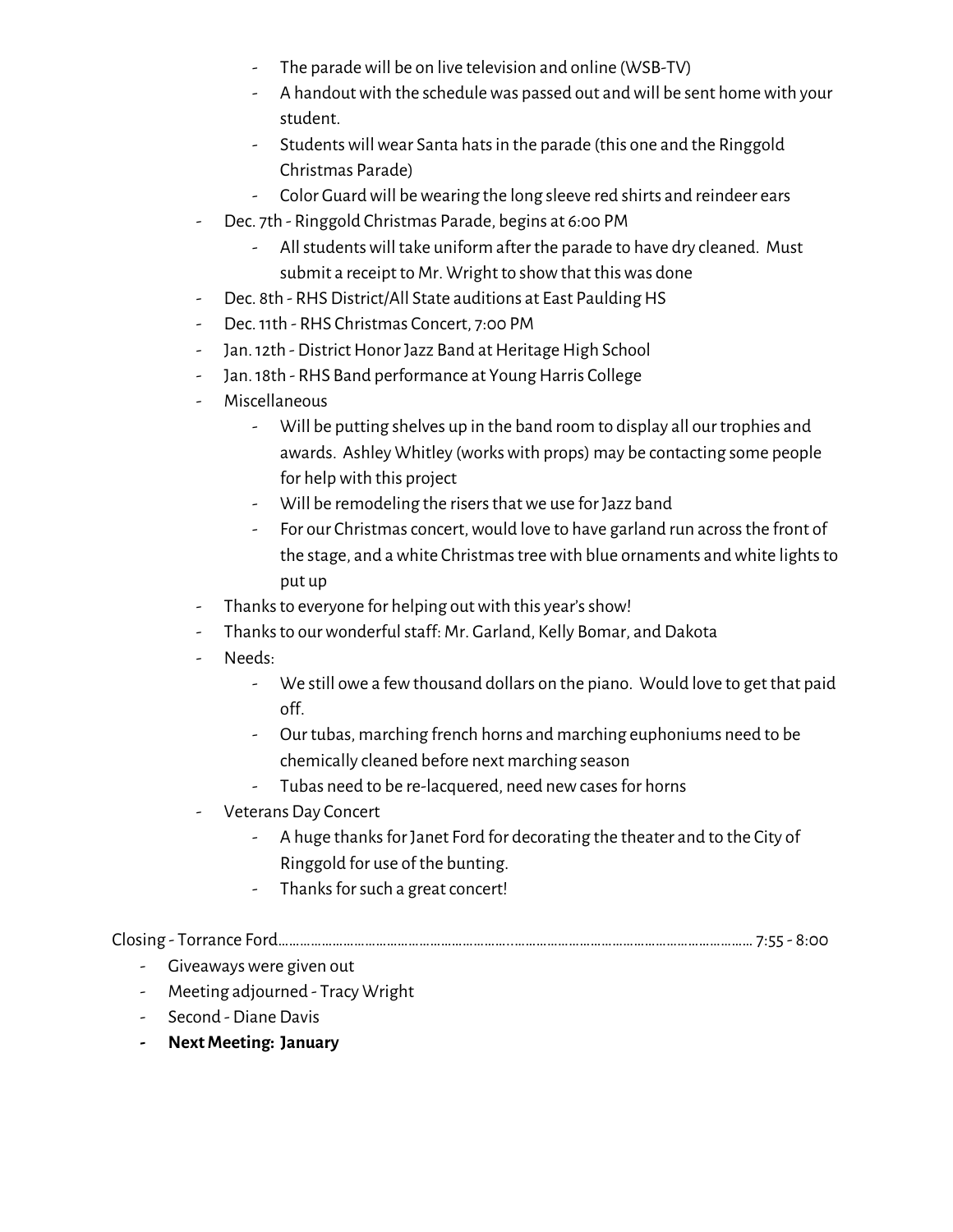- The parade will be on live television and online (WSB-TV)
        - A handout with the schedule was passed out and will be sent home with your student.
        - Students will wear Santa hats in the parade (this one and the Ringgold Christmas Parade)
        - Color Guard will be wearing the long sleeve red shirts and reindeer ears
    - Dec. 7th - Ringgold Christmas Parade, begins at 6:00 PM
        - All students will take uniform after the parade to have dry cleaned. Must submit a receipt to Mr. Wright to show that this was done
    - Dec. 8th - RHS District/All State auditions at East Paulding HS
    - Dec. 11th - RHS Christmas Concert, 7:00 PM
    - Jan. 12th - District Honor Jazz Band at Heritage High School
    - Jan. 18th - RHS Band performance at Young Harris College
    - Miscellaneous
        - Will be putting shelves up in the band room to display all our trophies and awards. Ashley Whitley (works with props) may be contacting some people for help with this project
        - Will be remodeling the risers that we use for Jazz band
        - For our Christmas concert, would love to have garland run across the front of the stage, and a white Christmas tree with blue ornaments and white lights to put up
    - Thanks to everyone for helping out with this year's show!
    - Thanks to our wonderful staff: Mr. Garland, Kelly Bomar, and Dakota
    - Needs:
        - We still owe a few thousand dollars on the piano. Would love to get that paid off.
        - Our tubas, marching french horns and marching euphoniums need to be chemically cleaned before next marching season
        - Tubas need to be re-lacquered, need new cases for horns
    - Veterans Day Concert
        - A huge thanks for Janet Ford for decorating the theater and to the City of Ringgold for use of the bunting.
        - Thanks for such a great concert!

Closing - Torrance Ford……………………………………………………………..………………………………………………………… 7:55 - 8:00

- Giveaways were given out
- Meeting adjourned - Tracy Wright
- Second - Diane Davis
- **Next Meeting: January**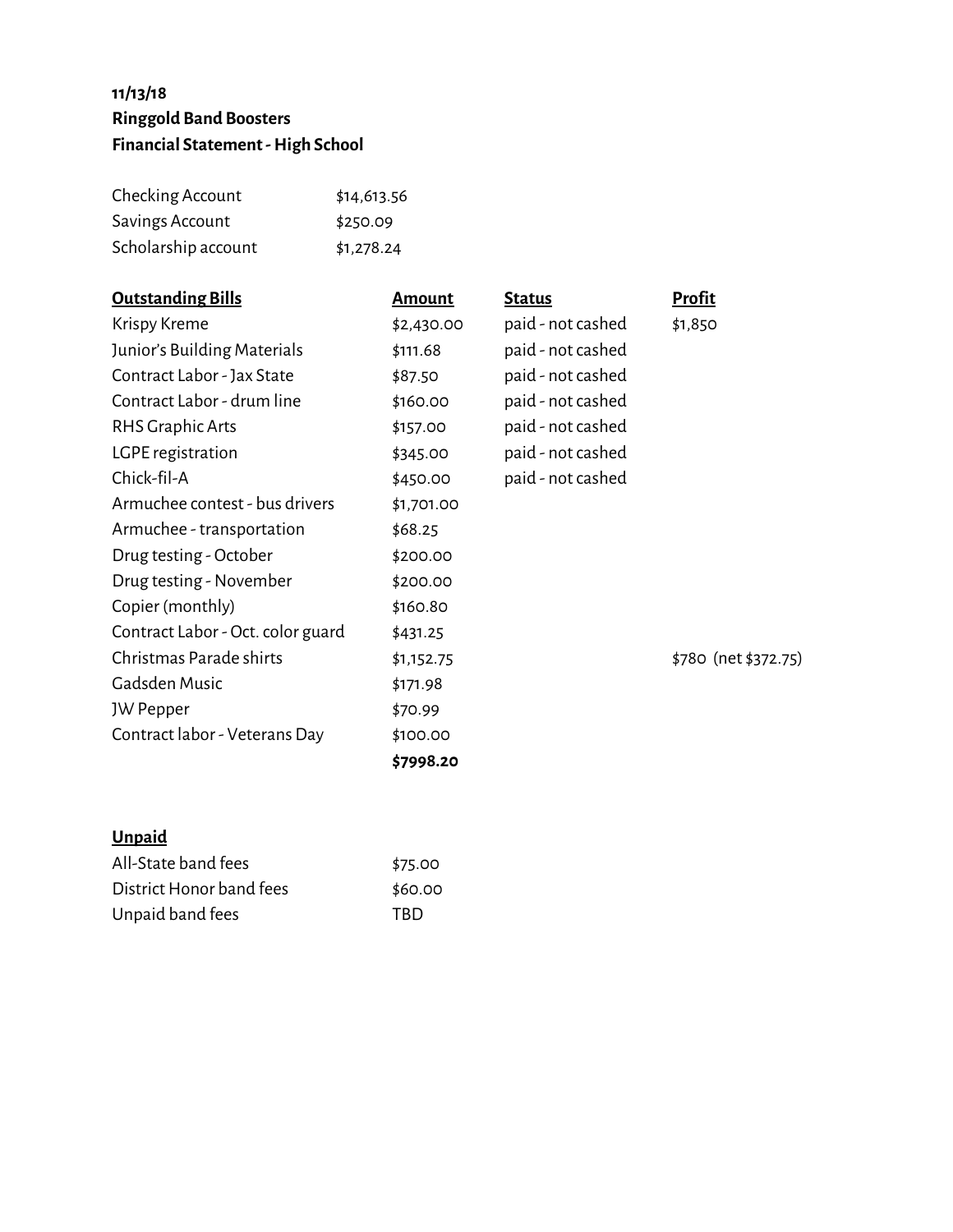**11/13/18**
**Ringgold Band Boosters**
**Financial Statement - High School**

| | |
|---|---|
| Checking Account | $14,613.56 |
| Savings Account | $250.09 |
| Scholarship account | $1,278.24 |

| Outstanding Bills | Amount | Status | Profit |
|---|---|---|---|
| Krispy Kreme | $2,430.00 | paid - not cashed | $1,850 |
| Junior's Building Materials | $111.68 | paid - not cashed | |
| Contract Labor - Jax State | $87.50 | paid - not cashed | |
| Contract Labor - drum line | $160.00 | paid - not cashed | |
| RHS Graphic Arts | $157.00 | paid - not cashed | |
| LGPE registration | $345.00 | paid - not cashed | |
| Chick-fil-A | $450.00 | paid - not cashed | |
| Armuchee contest - bus drivers | $1,701.00 | | |
| Armuchee - transportation | $68.25 | | |
| Drug testing - October | $200.00 | | |
| Drug testing - November | $200.00 | | |
| Copier (monthly) | $160.80 | | |
| Contract Labor - Oct. color guard | $431.25 | | |
| Christmas Parade shirts | $1,152.75 | | $780 (net $372.75) |
| Gadsden Music | $171.98 | | |
| JW Pepper | $70.99 | | |
| Contract labor - Veterans Day | $100.00 | | |
| | **$7998.20** | | |

**Unpaid**

| | |
|---|---|
| All-State band fees | $75.00 |
| District Honor band fees | $60.00 |
| Unpaid band fees | TBD |